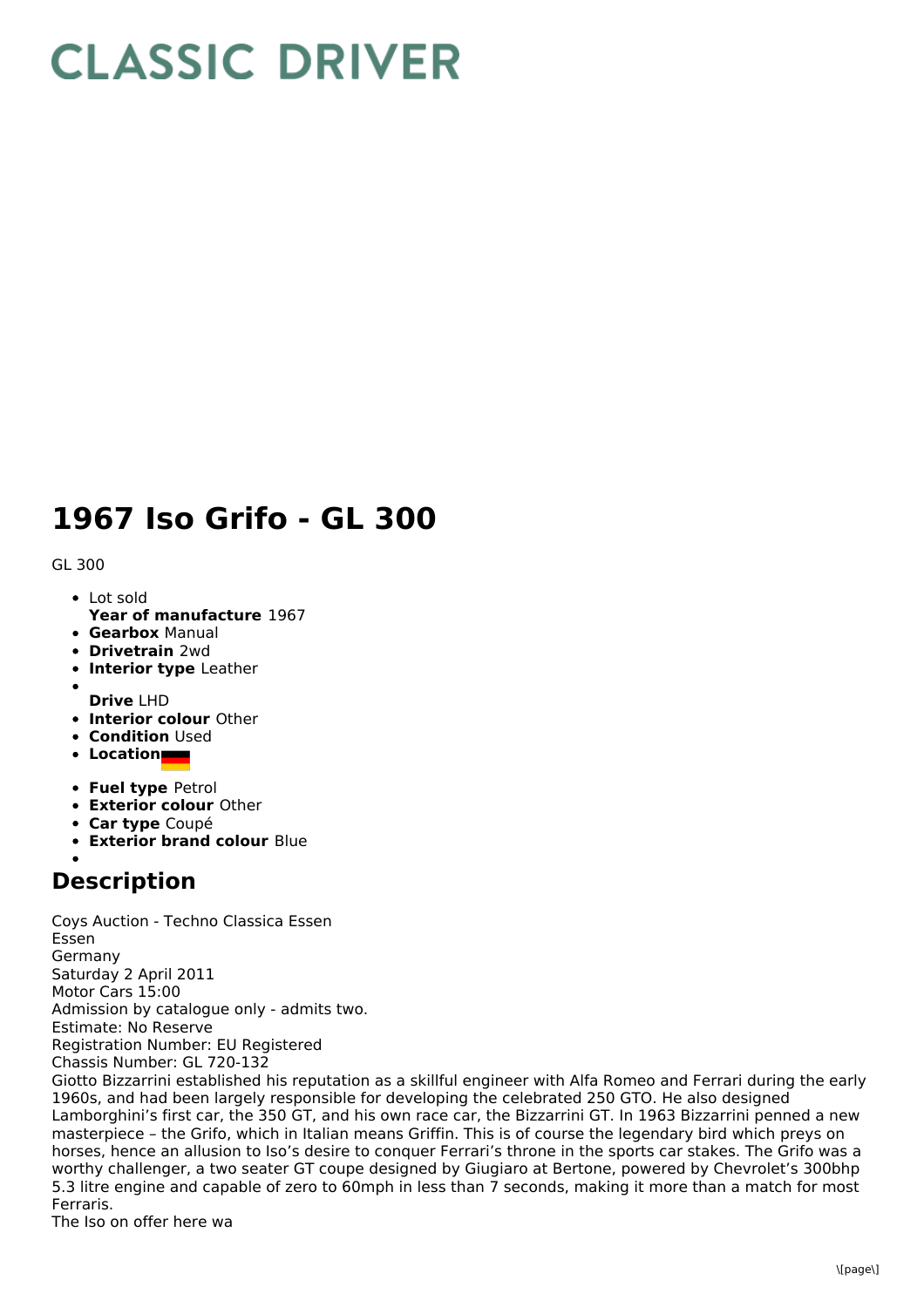# CLASSIC DRIVER

# 1967 Iso Grifo - GL 300

GL 300

- Lot sold
  **Year of manufacture** 1967
- **Gearbox** Manual
- **Drivetrain** 2wd
- **Interior type** Leather
- 
  **Drive** LHD
- **Interior colour** Other
- **Condition** Used
- **Location**
- **Fuel type** Petrol
- **Exterior colour** Other
- **Car type** Coupé
- **Exterior brand colour** Blue
- 

## Description

Coys Auction - Techno Classica Essen
Essen
Germany
Saturday 2 April 2011
Motor Cars 15:00
Admission by catalogue only - admits two.
Estimate: No Reserve
Registration Number: EU Registered
Chassis Number: GL 720-132
Giotto Bizzarrini established his reputation as a skillful engineer with Alfa Romeo and Ferrari during the early 1960s, and had been largely responsible for developing the celebrated 250 GTO. He also designed Lamborghini's first car, the 350 GT, and his own race car, the Bizzarrini GT. In 1963 Bizzarrini penned a new masterpiece – the Grifo, which in Italian means Griffin. This is of course the legendary bird which preys on horses, hence an allusion to Iso's desire to conquer Ferrari's throne in the sports car stakes. The Grifo was a worthy challenger, a two seater GT coupe designed by Giugiaro at Bertone, powered by Chevrolet's 300bhp 5.3 litre engine and capable of zero to 60mph in less than 7 seconds, making it more than a match for most Ferraris.
The Iso on offer here wa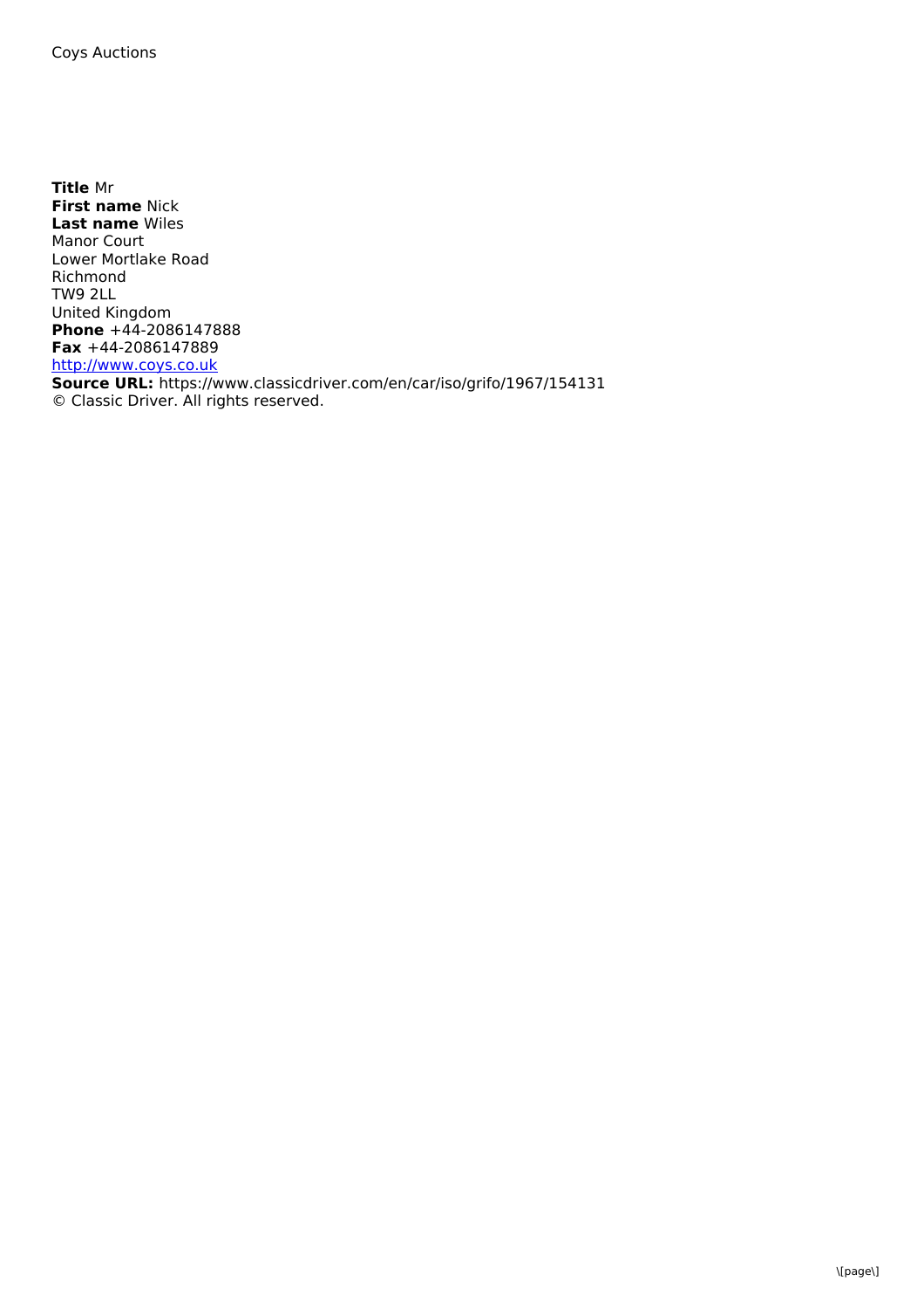Coys Auctions

**Title** Mr
**First name** Nick
**Last name** Wiles
Manor Court
Lower Mortlake Road
Richmond
TW9 2LL
United Kingdom
**Phone** +44-2086147888
**Fax** +44-2086147889
[http://www.coys.co.uk](http://www.coys.co.uk)
**Source URL:** https://www.classicdriver.com/en/car/iso/grifo/1967/154131
© Classic Driver. All rights reserved.